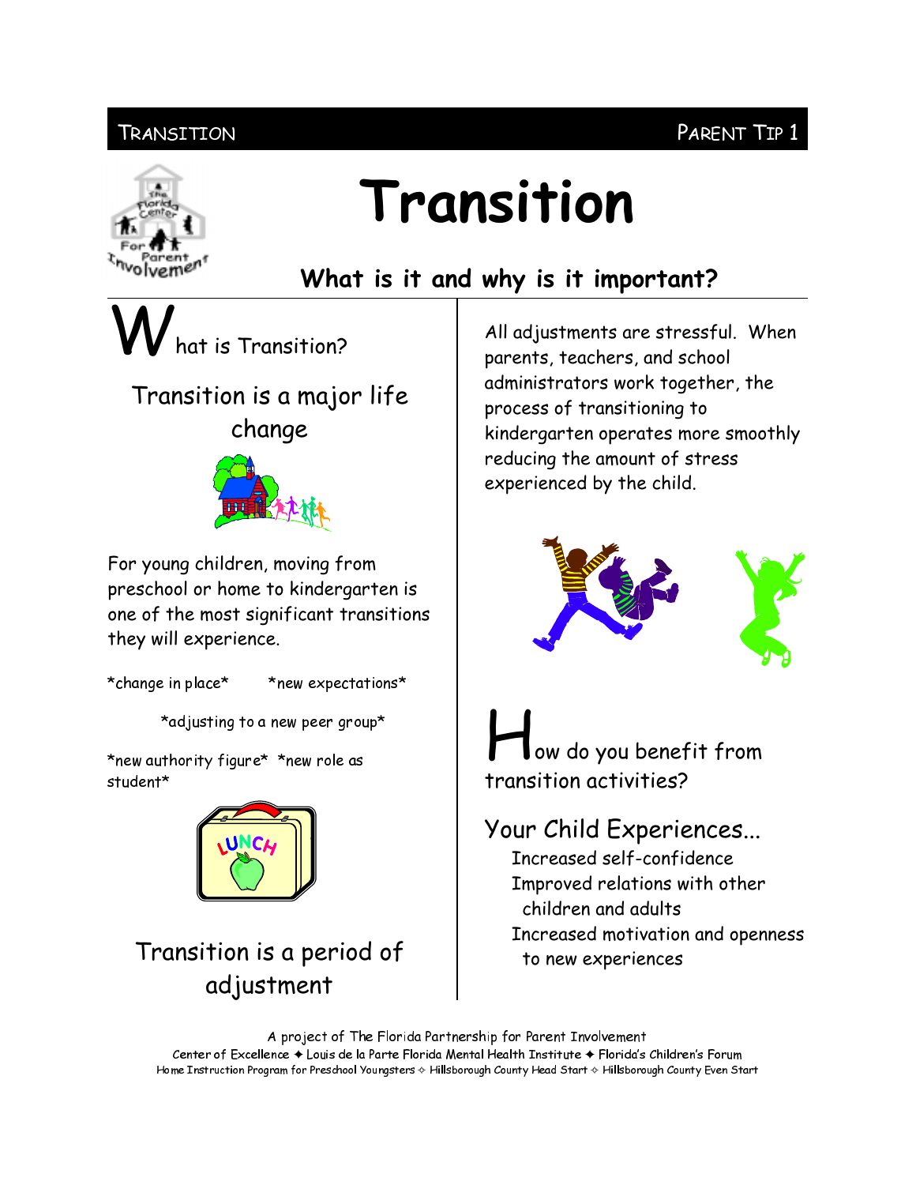# Transition

## What is it and why is it important?

### What is Transition?

Transition is a major life change

For young children, moving from preschool or home to kindergarten is one of the most significant transitions they will experience.

*change in place* *new expectations*

*adjusting to a new peer group*

*new authority figure* *new role as student*

Transition is a period of adjustment

All adjustments are stressful. When parents, teachers, and school administrators work together, the process of transitioning to kindergarten operates more smoothly reducing the amount of stress experienced by the child.

### How do you benefit from transition activities?

Your Child Experiences...

- Increased self-confidence
- Improved relations with other children and adults
- Increased motivation and openness to new experiences

A project of The Florida Partnership for Parent Involvement
Center of Excellence ✦ Louis de la Parte Florida Mental Health Institute ✦ Florida's Children's Forum
Home Instruction Program for Preschool Youngsters ✧ Hillsborough County Head Start ✧ Hillsborough County Even Start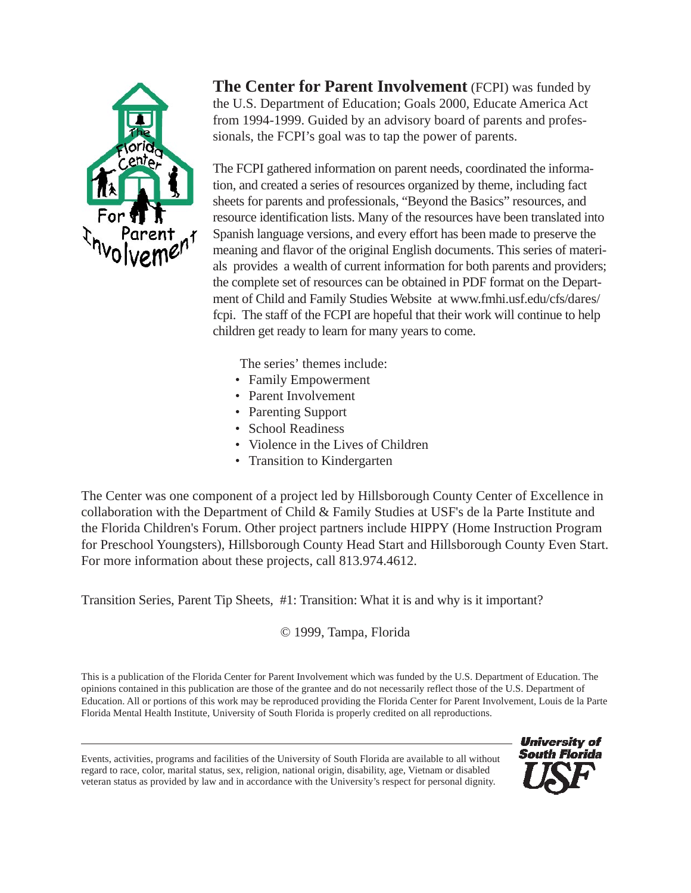**The Center for Parent Involvement** (FCPI) was funded by the U.S. Department of Education; Goals 2000, Educate America Act from 1994-1999. Guided by an advisory board of parents and professionals, the FCPI's goal was to tap the power of parents.

The FCPI gathered information on parent needs, coordinated the information, and created a series of resources organized by theme, including fact sheets for parents and professionals, "Beyond the Basics" resources, and resource identification lists. Many of the resources have been translated into Spanish language versions, and every effort has been made to preserve the meaning and flavor of the original English documents. This series of materials provides a wealth of current information for both parents and providers; the complete set of resources can be obtained in PDF format on the Department of Child and Family Studies Website at www.fmhi.usf.edu/cfs/dares/fcpi. The staff of the FCPI are hopeful that their work will continue to help children get ready to learn for many years to come.

The series' themes include:

- Family Empowerment
- Parent Involvement
- Parenting Support
- School Readiness
- Violence in the Lives of Children
- Transition to Kindergarten

The Center was one component of a project led by Hillsborough County Center of Excellence in collaboration with the Department of Child & Family Studies at USF's de la Parte Institute and the Florida Children's Forum. Other project partners include HIPPY (Home Instruction Program for Preschool Youngsters), Hillsborough County Head Start and Hillsborough County Even Start. For more information about these projects, call 813.974.4612.

Transition Series, Parent Tip Sheets, #1: Transition: What it is and why is it important?

© 1999, Tampa, Florida

This is a publication of the Florida Center for Parent Involvement which was funded by the U.S. Department of Education. The opinions contained in this publication are those of the grantee and do not necessarily reflect those of the U.S. Department of Education. All or portions of this work may be reproduced providing the Florida Center for Parent Involvement, Louis de la Parte Florida Mental Health Institute, University of South Florida is properly credited on all reproductions.

---

Events, activities, programs and facilities of the University of South Florida are available to all without regard to race, color, marital status, sex, religion, national origin, disability, age, Vietnam or disabled veteran status as provided by law and in accordance with the University's respect for personal dignity.

University of South Florida USF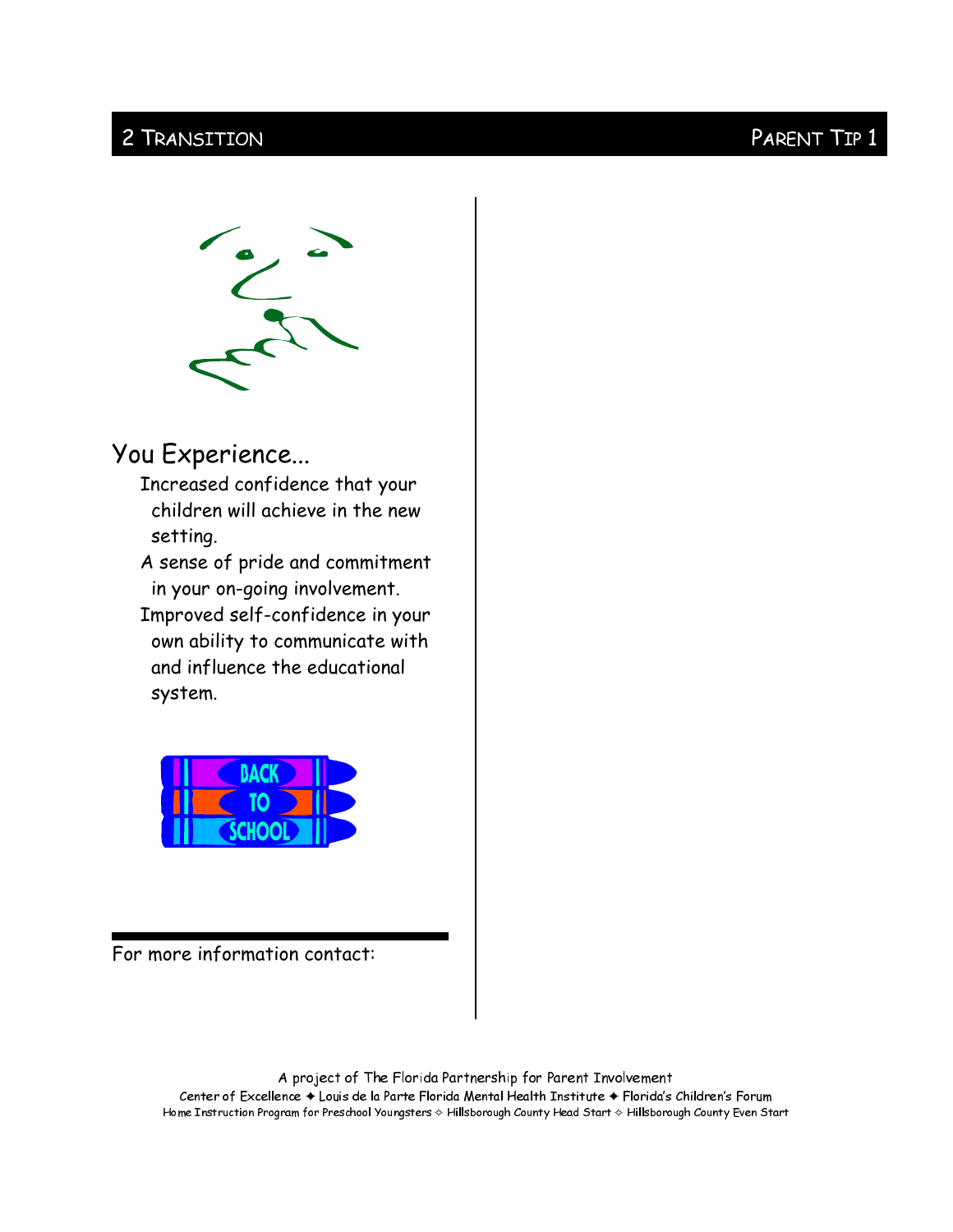## You Experience...

- Increased confidence that your children will achieve in the new setting.
- A sense of pride and commitment in your on-going involvement.
- Improved self-confidence in your own ability to communicate with and influence the educational system.

For more information contact:

A project of The Florida Partnership for Parent Involvement

Center of Excellence ✦ Louis de la Parte Florida Mental Health Institute ✦ Florida's Children's Forum

Home Instruction Program for Preschool Youngsters ✧ Hillsborough County Head Start ✧ Hillsborough County Even Start